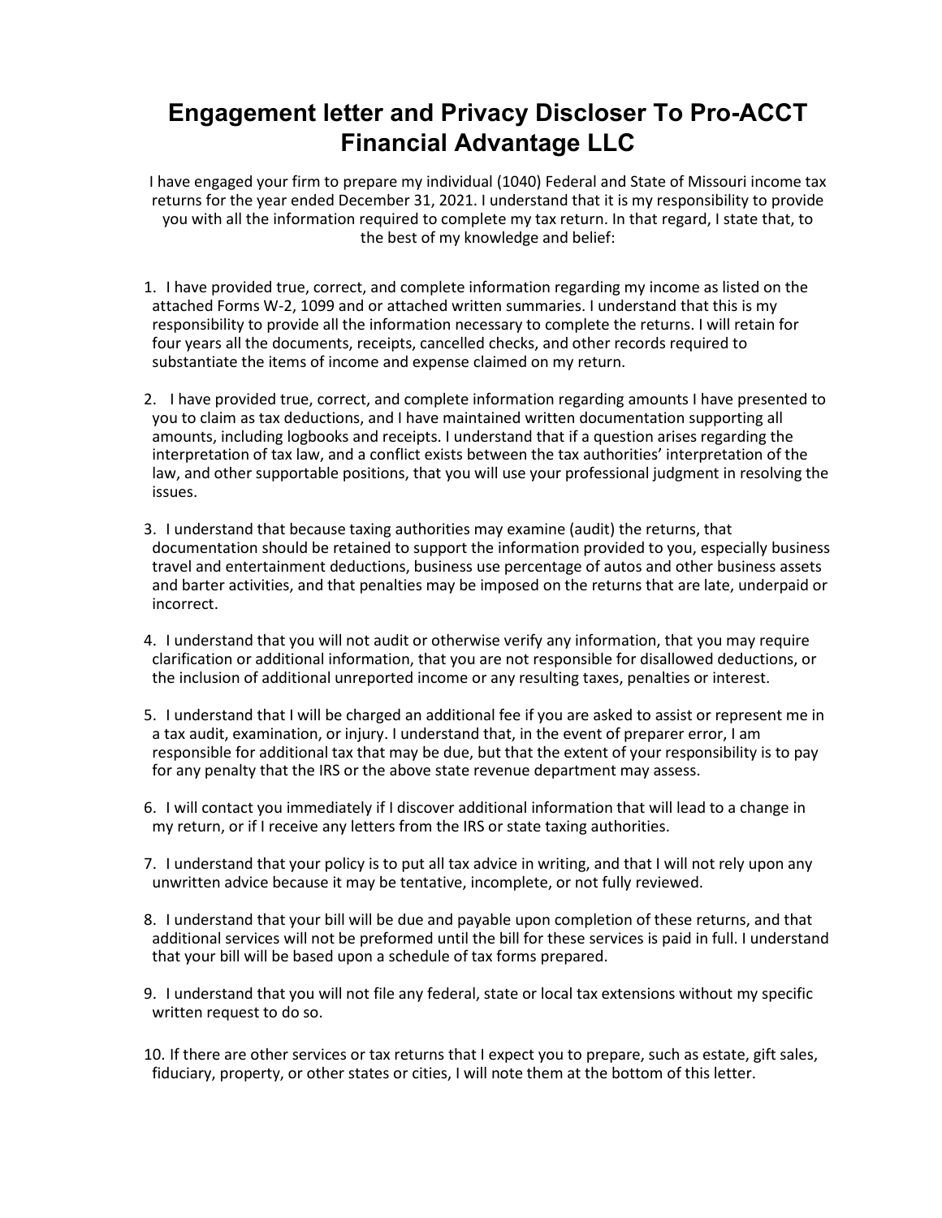# Engagement letter and Privacy Discloser To Pro-ACCT Financial Advantage LLC

I have engaged your firm to prepare my individual (1040) Federal and State of Missouri income tax returns for the year ended December 31, 2021. I understand that it is my responsibility to provide you with all the information required to complete my tax return. In that regard, I state that, to the best of my knowledge and belief:

1. I have provided true, correct, and complete information regarding my income as listed on the attached Forms W-2, 1099 and or attached written summaries. I understand that this is my responsibility to provide all the information necessary to complete the returns. I will retain for four years all the documents, receipts, cancelled checks, and other records required to substantiate the items of income and expense claimed on my return.

2. I have provided true, correct, and complete information regarding amounts I have presented to you to claim as tax deductions, and I have maintained written documentation supporting all amounts, including logbooks and receipts. I understand that if a question arises regarding the interpretation of tax law, and a conflict exists between the tax authorities' interpretation of the law, and other supportable positions, that you will use your professional judgment in resolving the issues.

3. I understand that because taxing authorities may examine (audit) the returns, that documentation should be retained to support the information provided to you, especially business travel and entertainment deductions, business use percentage of autos and other business assets and barter activities, and that penalties may be imposed on the returns that are late, underpaid or incorrect.

4. I understand that you will not audit or otherwise verify any information, that you may require clarification or additional information, that you are not responsible for disallowed deductions, or the inclusion of additional unreported income or any resulting taxes, penalties or interest.

5. I understand that I will be charged an additional fee if you are asked to assist or represent me in a tax audit, examination, or injury. I understand that, in the event of preparer error, I am responsible for additional tax that may be due, but that the extent of your responsibility is to pay for any penalty that the IRS or the above state revenue department may assess.

6. I will contact you immediately if I discover additional information that will lead to a change in my return, or if I receive any letters from the IRS or state taxing authorities.

7. I understand that your policy is to put all tax advice in writing, and that I will not rely upon any unwritten advice because it may be tentative, incomplete, or not fully reviewed.

8. I understand that your bill will be due and payable upon completion of these returns, and that additional services will not be preformed until the bill for these services is paid in full. I understand that your bill will be based upon a schedule of tax forms prepared.

9. I understand that you will not file any federal, state or local tax extensions without my specific written request to do so.

10. If there are other services or tax returns that I expect you to prepare, such as estate, gift sales, fiduciary, property, or other states or cities, I will note them at the bottom of this letter.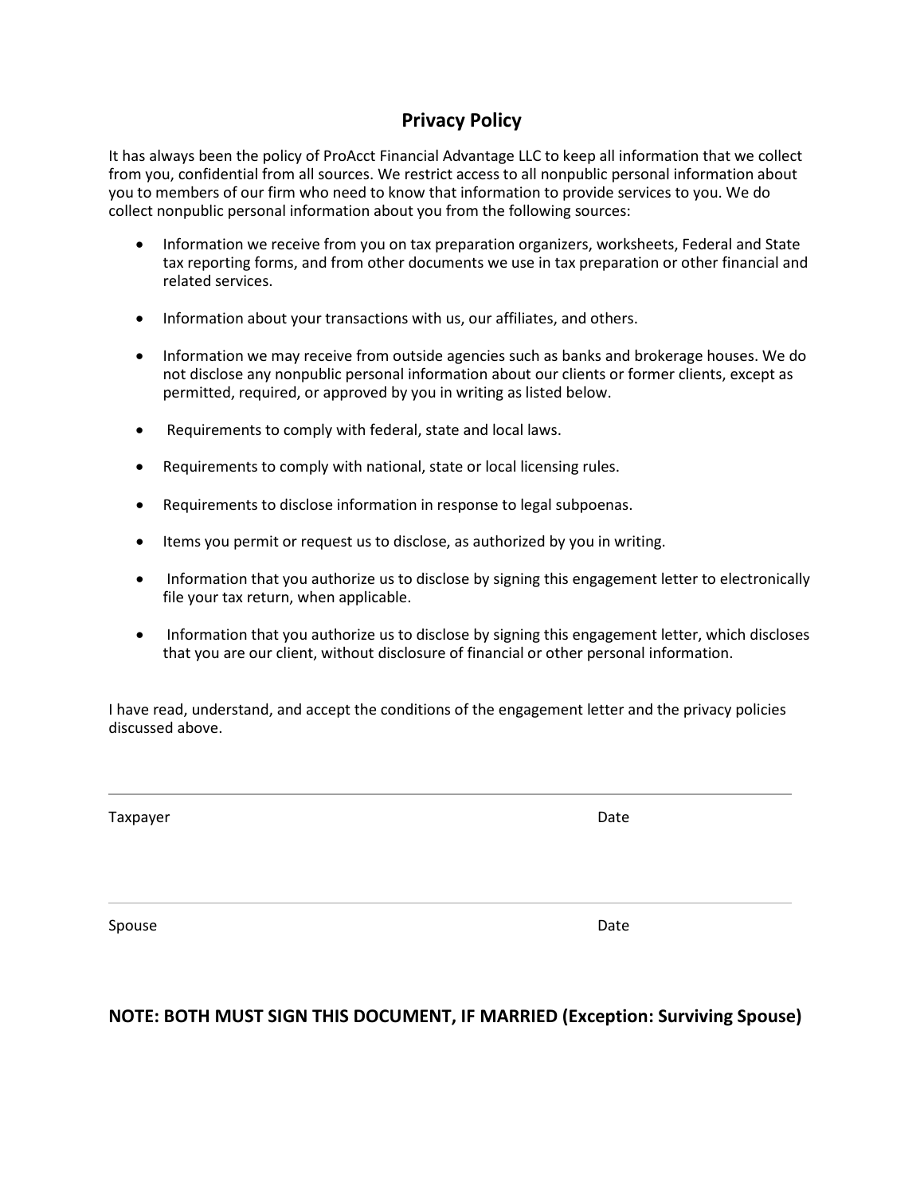## Privacy Policy

It has always been the policy of ProAcct Financial Advantage LLC to keep all information that we collect from you, confidential from all sources. We restrict access to all nonpublic personal information about you to members of our firm who need to know that information to provide services to you. We do collect nonpublic personal information about you from the following sources:

- Information we receive from you on tax preparation organizers, worksheets, Federal and State tax reporting forms, and from other documents we use in tax preparation or other financial and related services.
- Information about your transactions with us, our affiliates, and others.
- Information we may receive from outside agencies such as banks and brokerage houses. We do not disclose any nonpublic personal information about our clients or former clients, except as permitted, required, or approved by you in writing as listed below.
- Requirements to comply with federal, state and local laws.
- Requirements to comply with national, state or local licensing rules.
- Requirements to disclose information in response to legal subpoenas.
- Items you permit or request us to disclose, as authorized by you in writing.
- Information that you authorize us to disclose by signing this engagement letter to electronically file your tax return, when applicable.
- Information that you authorize us to disclose by signing this engagement letter, which discloses that you are our client, without disclosure of financial or other personal information.

I have read, understand, and accept the conditions of the engagement letter and the privacy policies discussed above.

Taxpayer Date

Spouse Date

**NOTE: BOTH MUST SIGN THIS DOCUMENT, IF MARRIED (Exception: Surviving Spouse)**